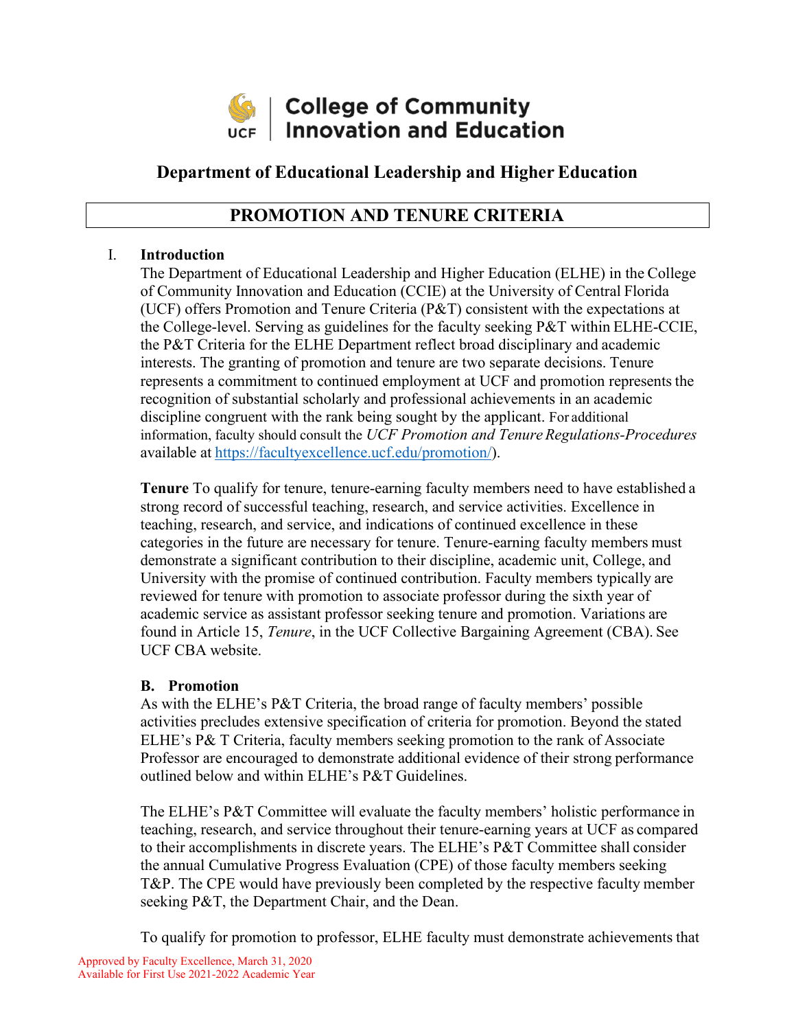College of Community Innovation and Education

UCF

## Department of Educational Leadership and Higher Education

# PROMOTION AND TENURE CRITERIA

## I. Introduction

The Department of Educational Leadership and Higher Education (ELHE) in the College of Community Innovation and Education (CCIE) at the University of Central Florida (UCF) offers Promotion and Tenure Criteria (P&T) consistent with the expectations at the College-level. Serving as guidelines for the faculty seeking P&T within ELHE-CCIE, the P&T Criteria for the ELHE Department reflect broad disciplinary and academic interests. The granting of promotion and tenure are two separate decisions. Tenure represents a commitment to continued employment at UCF and promotion represents the recognition of substantial scholarly and professional achievements in an academic discipline congruent with the rank being sought by the applicant. For additional information, faculty should consult the *UCF Promotion and Tenure Regulations-Procedures* available at https://facultyexcellence.ucf.edu/promotion/).

**Tenure** To qualify for tenure, tenure-earning faculty members need to have established a strong record of successful teaching, research, and service activities. Excellence in teaching, research, and service, and indications of continued excellence in these categories in the future are necessary for tenure. Tenure-earning faculty members must demonstrate a significant contribution to their discipline, academic unit, College, and University with the promise of continued contribution. Faculty members typically are reviewed for tenure with promotion to associate professor during the sixth year of academic service as assistant professor seeking tenure and promotion. Variations are found in Article 15, *Tenure*, in the UCF Collective Bargaining Agreement (CBA). See UCF CBA website.

### B. Promotion

As with the ELHE's P&T Criteria, the broad range of faculty members' possible activities precludes extensive specification of criteria for promotion. Beyond the stated ELHE's P& T Criteria, faculty members seeking promotion to the rank of Associate Professor are encouraged to demonstrate additional evidence of their strong performance outlined below and within ELHE's P&T Guidelines.

The ELHE's P&T Committee will evaluate the faculty members' holistic performance in teaching, research, and service throughout their tenure-earning years at UCF as compared to their accomplishments in discrete years. The ELHE's P&T Committee shall consider the annual Cumulative Progress Evaluation (CPE) of those faculty members seeking T&P. The CPE would have previously been completed by the respective faculty member seeking P&T, the Department Chair, and the Dean.

To qualify for promotion to professor, ELHE faculty must demonstrate achievements that

Approved by Faculty Excellence, March 31, 2020
Available for First Use 2021-2022 Academic Year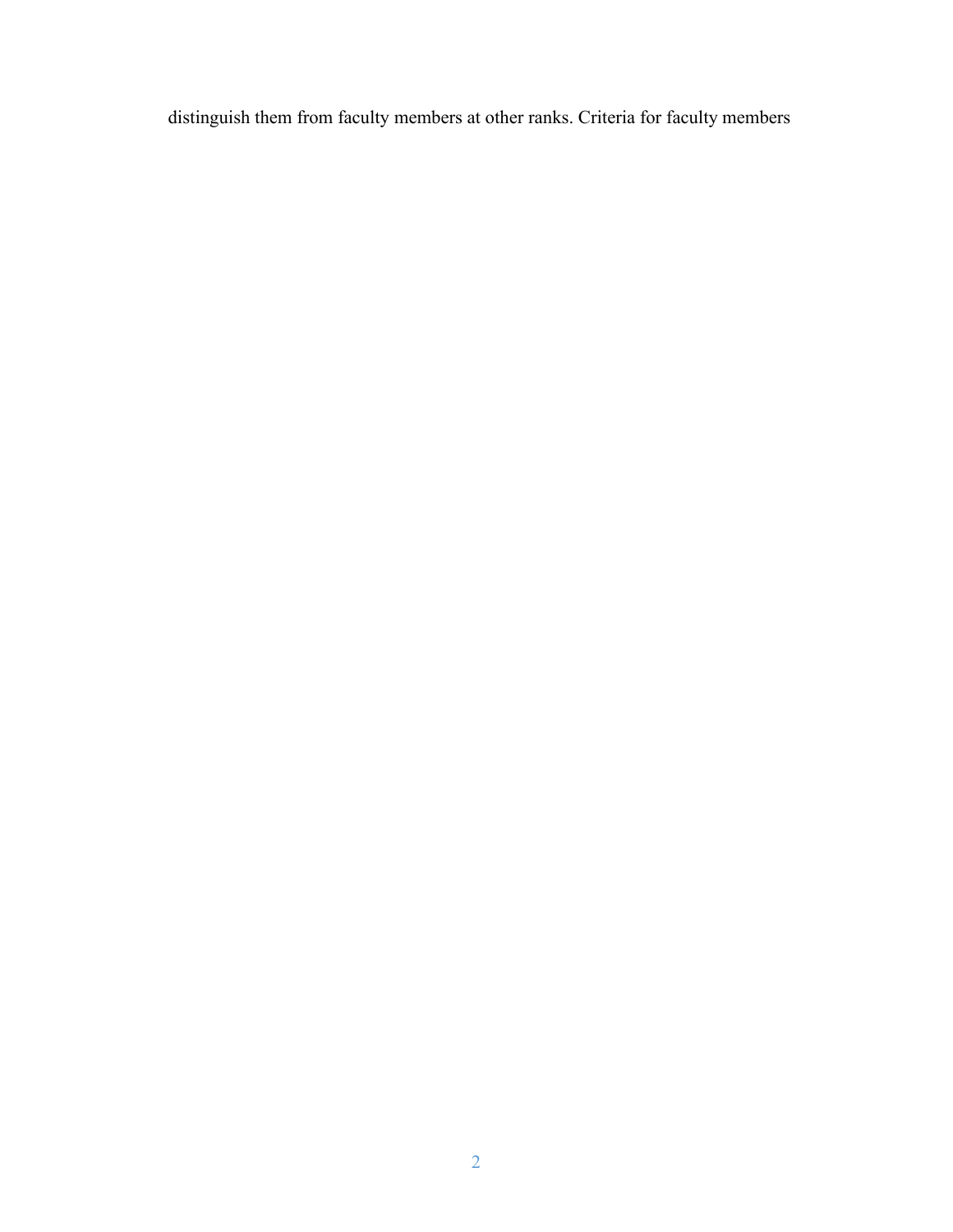distinguish them from faculty members at other ranks. Criteria for faculty members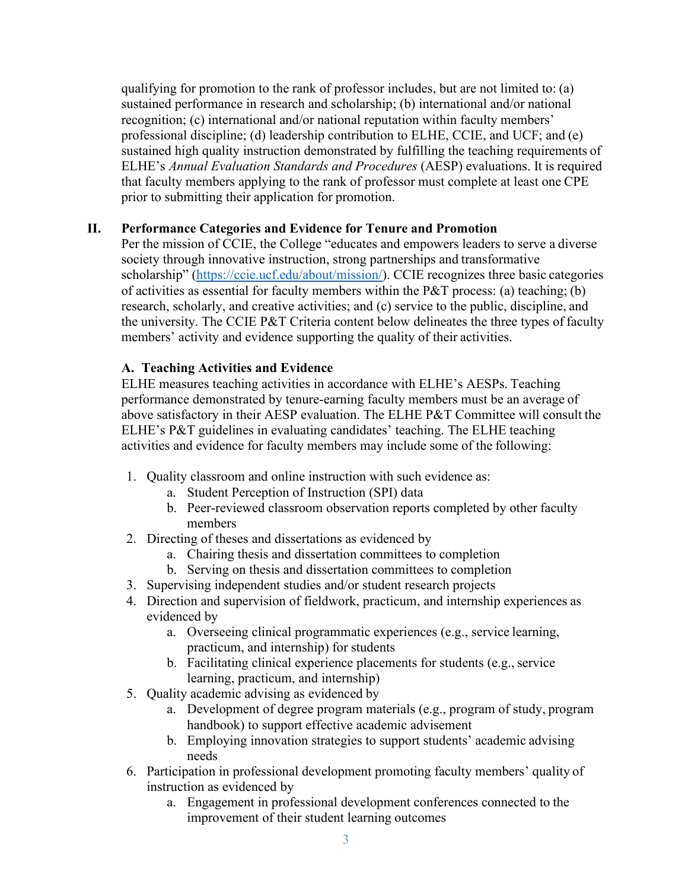qualifying for promotion to the rank of professor includes, but are not limited to: (a) sustained performance in research and scholarship; (b) international and/or national recognition; (c) international and/or national reputation within faculty members' professional discipline; (d) leadership contribution to ELHE, CCIE, and UCF; and (e) sustained high quality instruction demonstrated by fulfilling the teaching requirements of ELHE's *Annual Evaluation Standards and Procedures* (AESP) evaluations. It is required that faculty members applying to the rank of professor must complete at least one CPE prior to submitting their application for promotion.

## II. Performance Categories and Evidence for Tenure and Promotion

Per the mission of CCIE, the College "educates and empowers leaders to serve a diverse society through innovative instruction, strong partnerships and transformative scholarship" (https://ccie.ucf.edu/about/mission/). CCIE recognizes three basic categories of activities as essential for faculty members within the P&T process: (a) teaching; (b) research, scholarly, and creative activities; and (c) service to the public, discipline, and the university. The CCIE P&T Criteria content below delineates the three types of faculty members' activity and evidence supporting the quality of their activities.

### A. Teaching Activities and Evidence

ELHE measures teaching activities in accordance with ELHE's AESPs. Teaching performance demonstrated by tenure-earning faculty members must be an average of above satisfactory in their AESP evaluation. The ELHE P&T Committee will consult the ELHE's P&T guidelines in evaluating candidates' teaching. The ELHE teaching activities and evidence for faculty members may include some of the following:

1. Quality classroom and online instruction with such evidence as:
   a. Student Perception of Instruction (SPI) data
   b. Peer-reviewed classroom observation reports completed by other faculty members
2. Directing of theses and dissertations as evidenced by
   a. Chairing thesis and dissertation committees to completion
   b. Serving on thesis and dissertation committees to completion
3. Supervising independent studies and/or student research projects
4. Direction and supervision of fieldwork, practicum, and internship experiences as evidenced by
   a. Overseeing clinical programmatic experiences (e.g., service learning, practicum, and internship) for students
   b. Facilitating clinical experience placements for students (e.g., service learning, practicum, and internship)
5. Quality academic advising as evidenced by
   a. Development of degree program materials (e.g., program of study, program handbook) to support effective academic advisement
   b. Employing innovation strategies to support students' academic advising needs
6. Participation in professional development promoting faculty members' quality of instruction as evidenced by
   a. Engagement in professional development conferences connected to the improvement of their student learning outcomes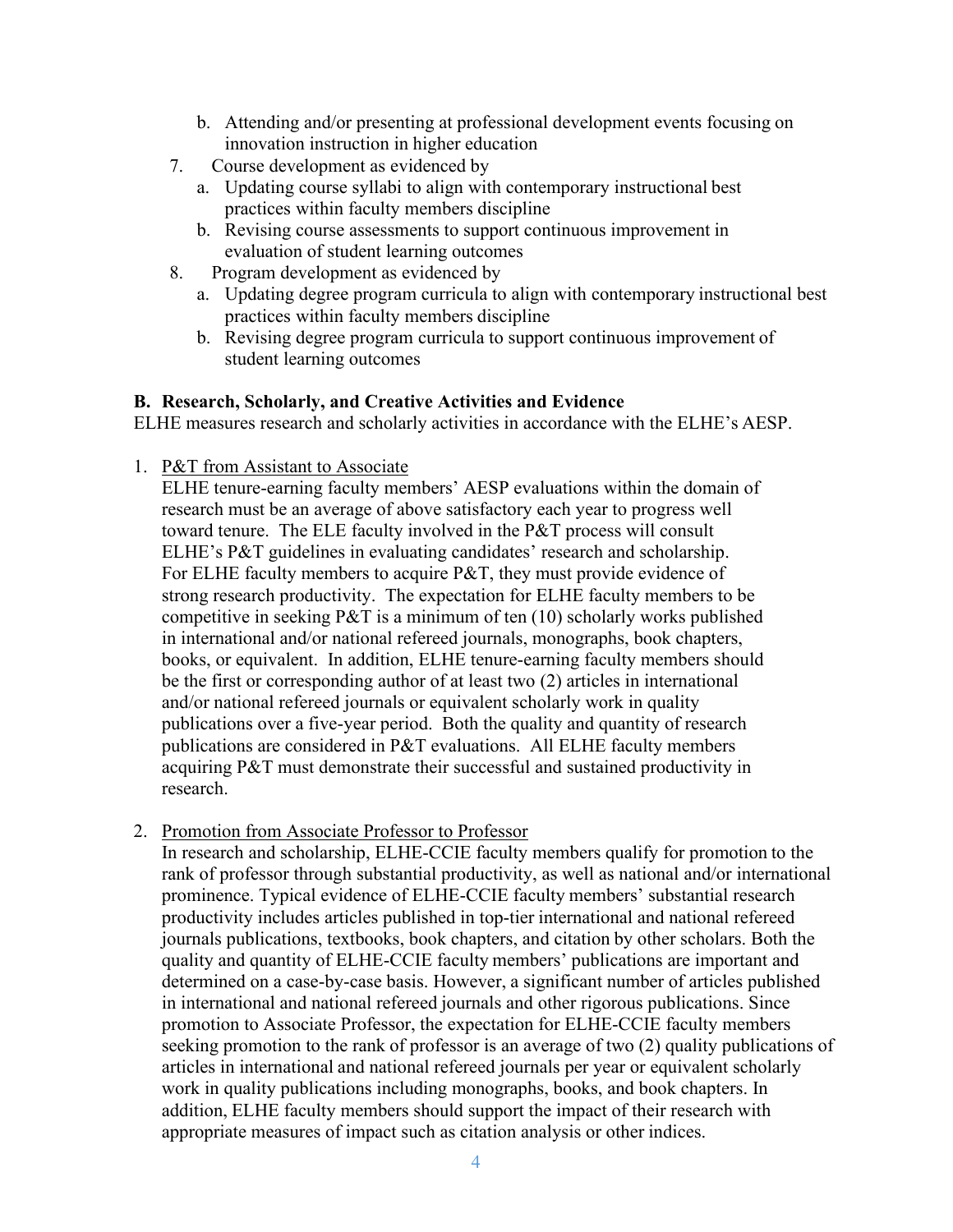b. Attending and/or presenting at professional development events focusing on innovation instruction in higher education
7. Course development as evidenced by
   a. Updating course syllabi to align with contemporary instructional best practices within faculty members discipline
   b. Revising course assessments to support continuous improvement in evaluation of student learning outcomes
8. Program development as evidenced by
   a. Updating degree program curricula to align with contemporary instructional best practices within faculty members discipline
   b. Revising degree program curricula to support continuous improvement of student learning outcomes

**B. Research, Scholarly, and Creative Activities and Evidence**

ELHE measures research and scholarly activities in accordance with the ELHE's AESP.

1. <u>P&T from Assistant to Associate</u>

   ELHE tenure-earning faculty members' AESP evaluations within the domain of research must be an average of above satisfactory each year to progress well toward tenure. The ELE faculty involved in the P&T process will consult ELHE's P&T guidelines in evaluating candidates' research and scholarship. For ELHE faculty members to acquire P&T, they must provide evidence of strong research productivity. The expectation for ELHE faculty members to be competitive in seeking P&T is a minimum of ten (10) scholarly works published in international and/or national refereed journals, monographs, book chapters, books, or equivalent. In addition, ELHE tenure-earning faculty members should be the first or corresponding author of at least two (2) articles in international and/or national refereed journals or equivalent scholarly work in quality publications over a five-year period. Both the quality and quantity of research publications are considered in P&T evaluations. All ELHE faculty members acquiring P&T must demonstrate their successful and sustained productivity in research.

2. <u>Promotion from Associate Professor to Professor</u>

   In research and scholarship, ELHE-CCIE faculty members qualify for promotion to the rank of professor through substantial productivity, as well as national and/or international prominence. Typical evidence of ELHE-CCIE faculty members' substantial research productivity includes articles published in top-tier international and national refereed journals publications, textbooks, book chapters, and citation by other scholars. Both the quality and quantity of ELHE-CCIE faculty members' publications are important and determined on a case-by-case basis. However, a significant number of articles published in international and national refereed journals and other rigorous publications. Since promotion to Associate Professor, the expectation for ELHE-CCIE faculty members seeking promotion to the rank of professor is an average of two (2) quality publications of articles in international and national refereed journals per year or equivalent scholarly work in quality publications including monographs, books, and book chapters. In addition, ELHE faculty members should support the impact of their research with appropriate measures of impact such as citation analysis or other indices.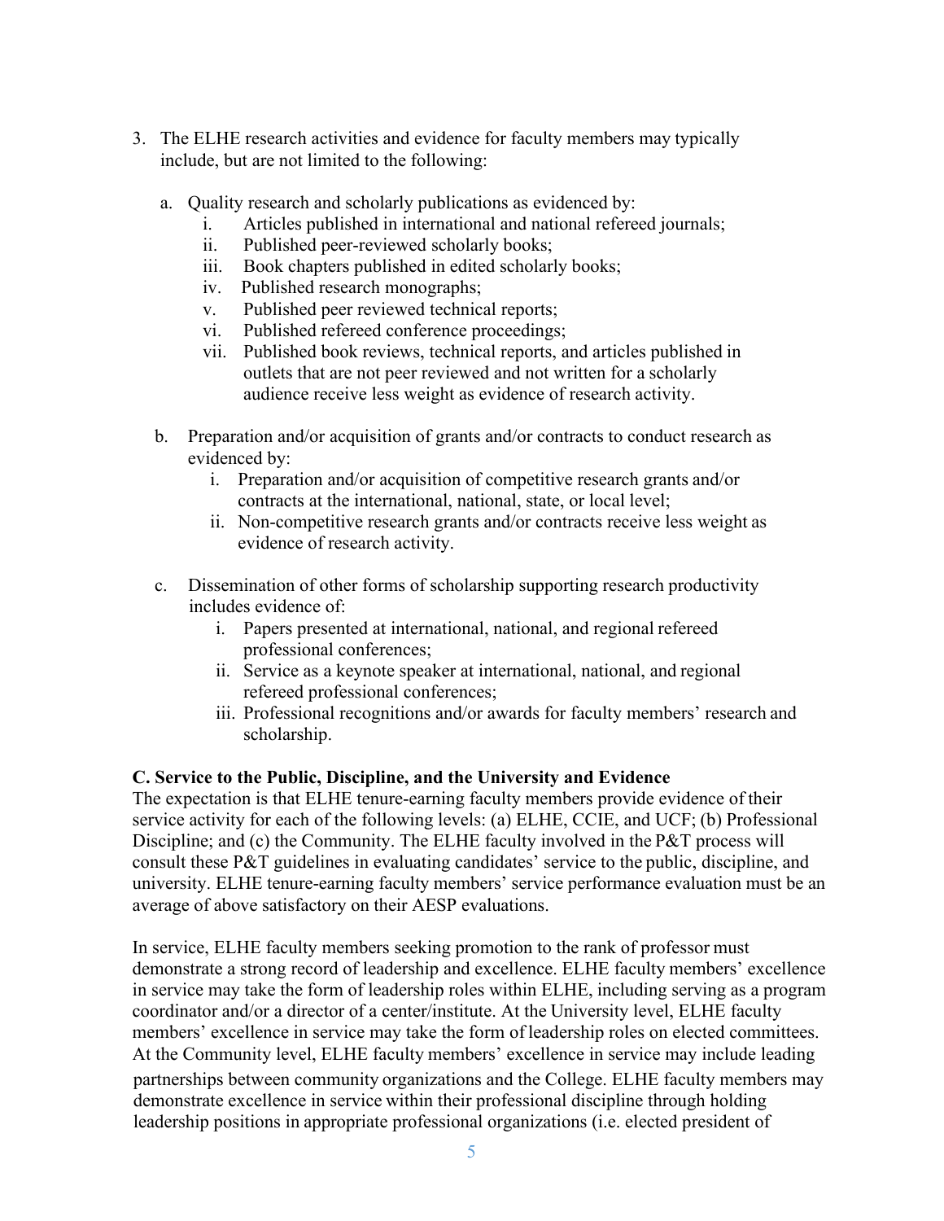3. The ELHE research activities and evidence for faculty members may typically include, but are not limited to the following:

   a. Quality research and scholarly publications as evidenced by:
      i. Articles published in international and national refereed journals;
      ii. Published peer-reviewed scholarly books;
      iii. Book chapters published in edited scholarly books;
      iv. Published research monographs;
      v. Published peer reviewed technical reports;
      vi. Published refereed conference proceedings;
      vii. Published book reviews, technical reports, and articles published in outlets that are not peer reviewed and not written for a scholarly audience receive less weight as evidence of research activity.

   b. Preparation and/or acquisition of grants and/or contracts to conduct research as evidenced by:
      i. Preparation and/or acquisition of competitive research grants and/or contracts at the international, national, state, or local level;
      ii. Non-competitive research grants and/or contracts receive less weight as evidence of research activity.

   c. Dissemination of other forms of scholarship supporting research productivity includes evidence of:
      i. Papers presented at international, national, and regional refereed professional conferences;
      ii. Service as a keynote speaker at international, national, and regional refereed professional conferences;
      iii. Professional recognitions and/or awards for faculty members' research and scholarship.

**C. Service to the Public, Discipline, and the University and Evidence**

The expectation is that ELHE tenure-earning faculty members provide evidence of their service activity for each of the following levels: (a) ELHE, CCIE, and UCF; (b) Professional Discipline; and (c) the Community. The ELHE faculty involved in the P&T process will consult these P&T guidelines in evaluating candidates' service to the public, discipline, and university. ELHE tenure-earning faculty members' service performance evaluation must be an average of above satisfactory on their AESP evaluations.

In service, ELHE faculty members seeking promotion to the rank of professor must demonstrate a strong record of leadership and excellence. ELHE faculty members' excellence in service may take the form of leadership roles within ELHE, including serving as a program coordinator and/or a director of a center/institute. At the University level, ELHE faculty members' excellence in service may take the form of leadership roles on elected committees. At the Community level, ELHE faculty members' excellence in service may include leading partnerships between community organizations and the College. ELHE faculty members may demonstrate excellence in service within their professional discipline through holding leadership positions in appropriate professional organizations (i.e. elected president of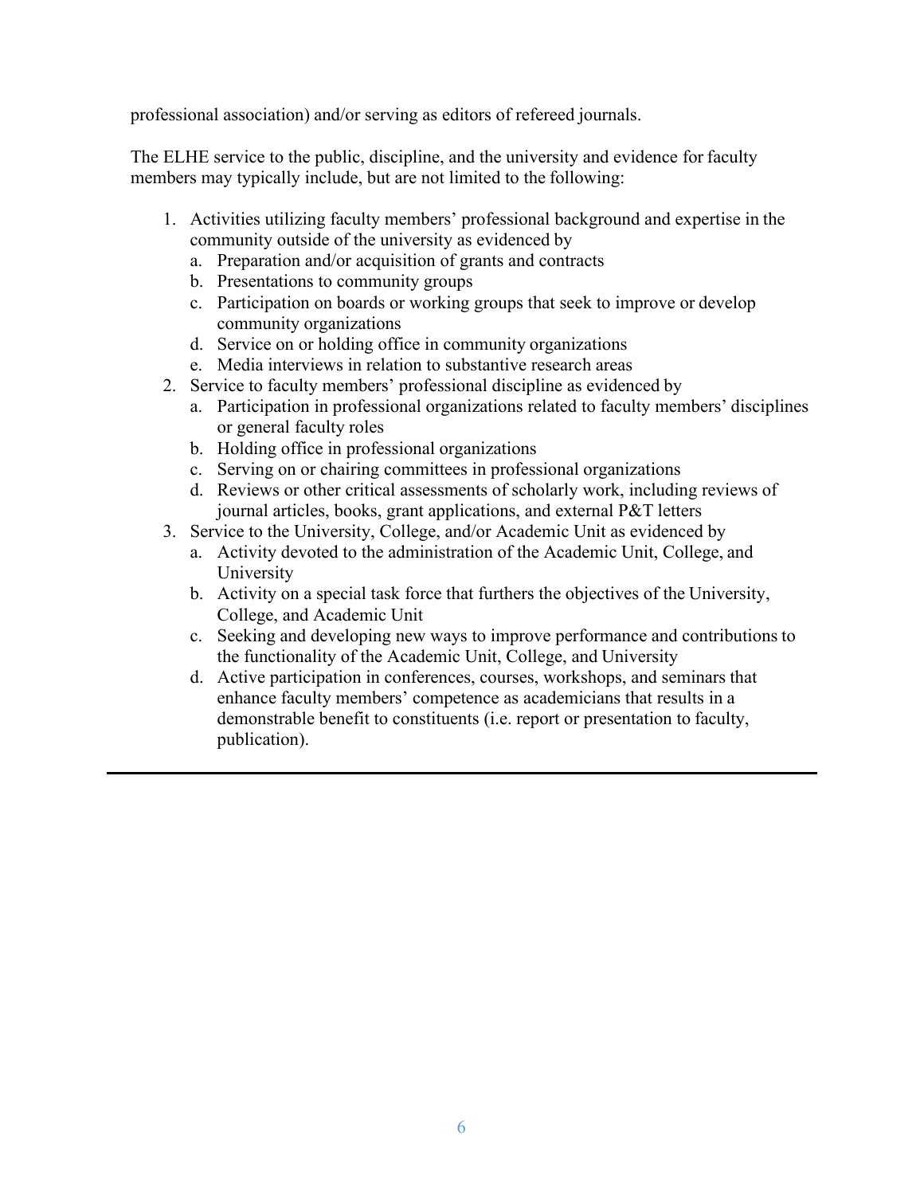professional association) and/or serving as editors of refereed journals.

The ELHE service to the public, discipline, and the university and evidence for faculty members may typically include, but are not limited to the following:

1. Activities utilizing faculty members' professional background and expertise in the community outside of the university as evidenced by
   a. Preparation and/or acquisition of grants and contracts
   b. Presentations to community groups
   c. Participation on boards or working groups that seek to improve or develop community organizations
   d. Service on or holding office in community organizations
   e. Media interviews in relation to substantive research areas
2. Service to faculty members' professional discipline as evidenced by
   a. Participation in professional organizations related to faculty members' disciplines or general faculty roles
   b. Holding office in professional organizations
   c. Serving on or chairing committees in professional organizations
   d. Reviews or other critical assessments of scholarly work, including reviews of journal articles, books, grant applications, and external P&T letters
3. Service to the University, College, and/or Academic Unit as evidenced by
   a. Activity devoted to the administration of the Academic Unit, College, and University
   b. Activity on a special task force that furthers the objectives of the University, College, and Academic Unit
   c. Seeking and developing new ways to improve performance and contributions to the functionality of the Academic Unit, College, and University
   d. Active participation in conferences, courses, workshops, and seminars that enhance faculty members' competence as academicians that results in a demonstrable benefit to constituents (i.e. report or presentation to faculty, publication).

---